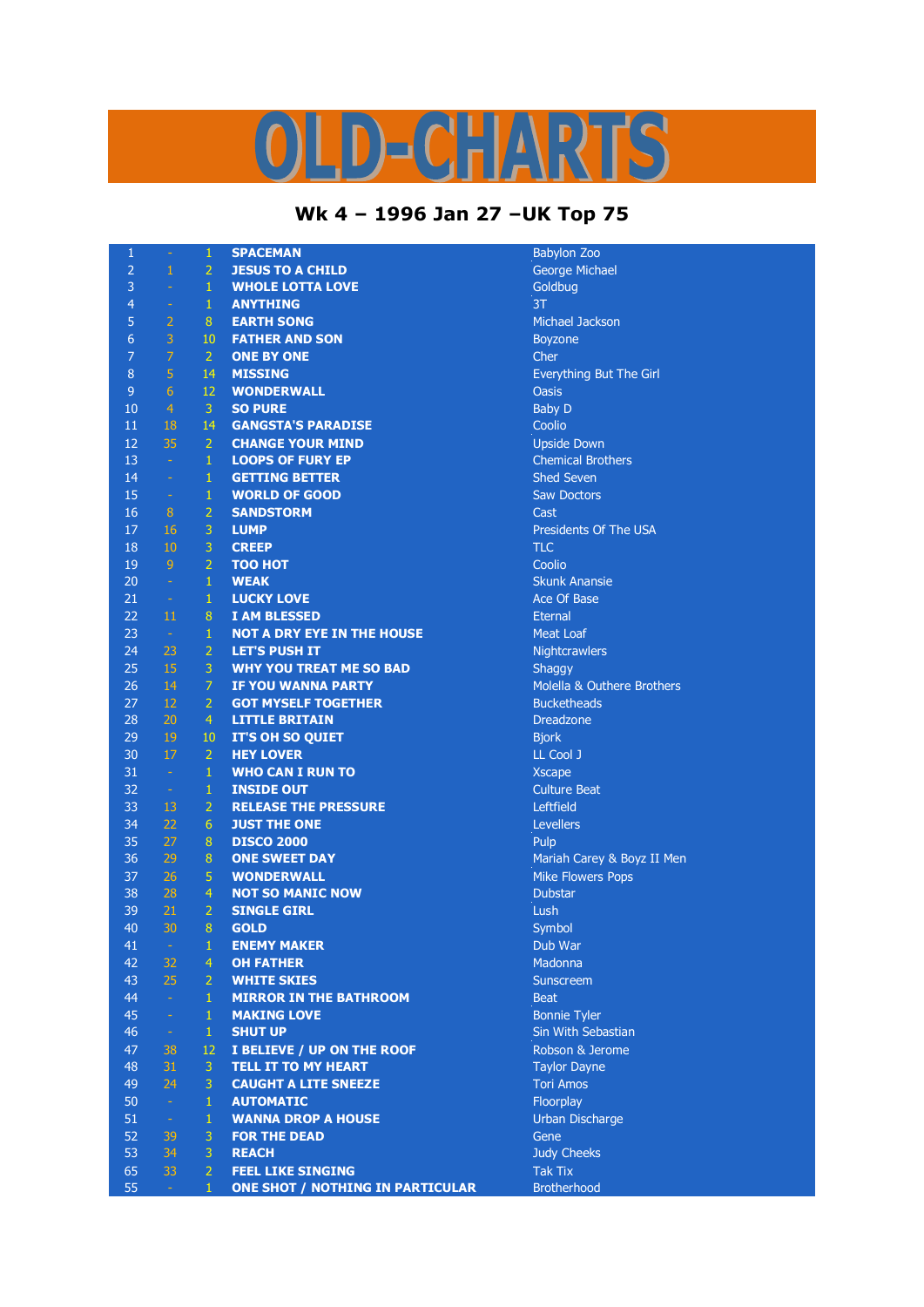# OLD-CHARTS

## Wk 4 – 1996 Jan 27 –UK Top 75

| | | | | |
|---|---|---|---|---|
| 1 | - | 1 | **SPACEMAN** | Babylon Zoo |
| 2 | 1 | 2 | **JESUS TO A CHILD** | George Michael |
| 3 | - | 1 | **WHOLE LOTTA LOVE** | Goldbug |
| 4 | - | 1 | **ANYTHING** | 3T |
| 5 | 2 | 8 | **EARTH SONG** | Michael Jackson |
| 6 | 3 | 10 | **FATHER AND SON** | Boyzone |
| 7 | 7 | 2 | **ONE BY ONE** | Cher |
| 8 | 5 | 14 | **MISSING** | Everything But The Girl |
| 9 | 6 | 12 | **WONDERWALL** | Oasis |
| 10 | 4 | 3 | **SO PURE** | Baby D |
| 11 | 18 | 14 | **GANGSTA'S PARADISE** | Coolio |
| 12 | 35 | 2 | **CHANGE YOUR MIND** | Upside Down |
| 13 | - | 1 | **LOOPS OF FURY EP** | Chemical Brothers |
| 14 | - | 1 | **GETTING BETTER** | Shed Seven |
| 15 | - | 1 | **WORLD OF GOOD** | Saw Doctors |
| 16 | 8 | 2 | **SANDSTORM** | Cast |
| 17 | 16 | 3 | **LUMP** | Presidents Of The USA |
| 18 | 10 | 3 | **CREEP** | TLC |
| 19 | 9 | 2 | **TOO HOT** | Coolio |
| 20 | - | 1 | **WEAK** | Skunk Anansie |
| 21 | - | 1 | **LUCKY LOVE** | Ace Of Base |
| 22 | 11 | 8 | **I AM BLESSED** | Eternal |
| 23 | - | 1 | **NOT A DRY EYE IN THE HOUSE** | Meat Loaf |
| 24 | 23 | 2 | **LET'S PUSH IT** | Nightcrawlers |
| 25 | 15 | 3 | **WHY YOU TREAT ME SO BAD** | Shaggy |
| 26 | 14 | 7 | **IF YOU WANNA PARTY** | Molella & Outhere Brothers |
| 27 | 12 | 2 | **GOT MYSELF TOGETHER** | Bucketheads |
| 28 | 20 | 4 | **LITTLE BRITAIN** | Dreadzone |
| 29 | 19 | 10 | **IT'S OH SO QUIET** | Bjork |
| 30 | 17 | 2 | **HEY LOVER** | LL Cool J |
| 31 | - | 1 | **WHO CAN I RUN TO** | Xscape |
| 32 | - | 1 | **INSIDE OUT** | Culture Beat |
| 33 | 13 | 2 | **RELEASE THE PRESSURE** | Leftfield |
| 34 | 22 | 6 | **JUST THE ONE** | Levellers |
| 35 | 27 | 8 | **DISCO 2000** | Pulp |
| 36 | 29 | 8 | **ONE SWEET DAY** | Mariah Carey & Boyz II Men |
| 37 | 26 | 5 | **WONDERWALL** | Mike Flowers Pops |
| 38 | 28 | 4 | **NOT SO MANIC NOW** | Dubstar |
| 39 | 21 | 2 | **SINGLE GIRL** | Lush |
| 40 | 30 | 8 | **GOLD** | Symbol |
| 41 | - | 1 | **ENEMY MAKER** | Dub War |
| 42 | 32 | 4 | **OH FATHER** | Madonna |
| 43 | 25 | 2 | **WHITE SKIES** | Sunscreem |
| 44 | - | 1 | **MIRROR IN THE BATHROOM** | Beat |
| 45 | - | 1 | **MAKING LOVE** | Bonnie Tyler |
| 46 | - | 1 | **SHUT UP** | Sin With Sebastian |
| 47 | 38 | 12 | **I BELIEVE / UP ON THE ROOF** | Robson & Jerome |
| 48 | 31 | 3 | **TELL IT TO MY HEART** | Taylor Dayne |
| 49 | 24 | 3 | **CAUGHT A LITE SNEEZE** | Tori Amos |
| 50 | - | 1 | **AUTOMATIC** | Floorplay |
| 51 | - | 1 | **WANNA DROP A HOUSE** | Urban Discharge |
| 52 | 39 | 3 | **FOR THE DEAD** | Gene |
| 53 | 34 | 3 | **REACH** | Judy Cheeks |
| 65 | 33 | 2 | **FEEL LIKE SINGING** | Tak Tix |
| 55 | - | 1 | **ONE SHOT / NOTHING IN PARTICULAR** | Brotherhood |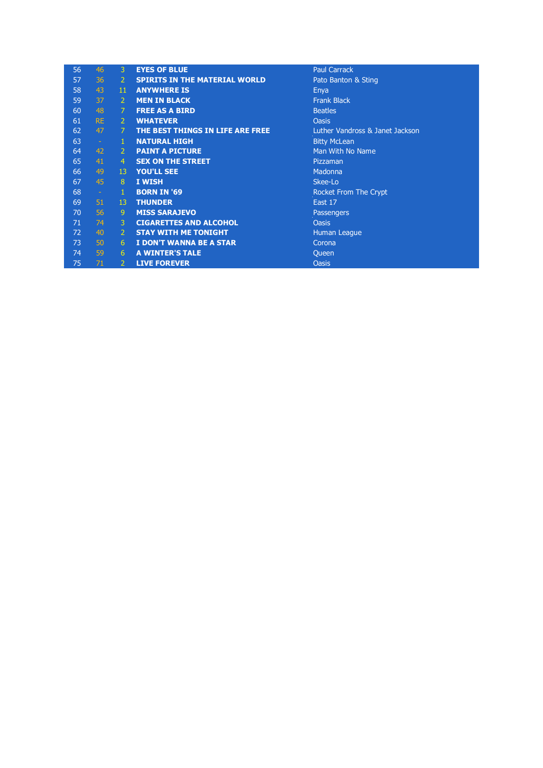| | | | | |
|---|---|---|---|---|
| 56 | 46 | 3 | **EYES OF BLUE** | Paul Carrack |
| 57 | 36 | 2 | **SPIRITS IN THE MATERIAL WORLD** | Pato Banton & Sting |
| 58 | 43 | 11 | **ANYWHERE IS** | Enya |
| 59 | 37 | 2 | **MEN IN BLACK** | Frank Black |
| 60 | 48 | 7 | **FREE AS A BIRD** | Beatles |
| 61 | RE | 2 | **WHATEVER** | Oasis |
| 62 | 47 | 7 | **THE BEST THINGS IN LIFE ARE FREE** | Luther Vandross & Janet Jackson |
| 63 | - | 1 | **NATURAL HIGH** | Bitty McLean |
| 64 | 42 | 2 | **PAINT A PICTURE** | Man With No Name |
| 65 | 41 | 4 | **SEX ON THE STREET** | Pizzaman |
| 66 | 49 | 13 | **YOU'LL SEE** | Madonna |
| 67 | 45 | 8 | **I WISH** | Skee-Lo |
| 68 | - | 1 | **BORN IN '69** | Rocket From The Crypt |
| 69 | 51 | 13 | **THUNDER** | East 17 |
| 70 | 56 | 9 | **MISS SARAJEVO** | Passengers |
| 71 | 74 | 3 | **CIGARETTES AND ALCOHOL** | Oasis |
| 72 | 40 | 2 | **STAY WITH ME TONIGHT** | Human League |
| 73 | 50 | 6 | **I DON'T WANNA BE A STAR** | Corona |
| 74 | 59 | 6 | **A WINTER'S TALE** | Queen |
| 75 | 71 | 2 | **LIVE FOREVER** | Oasis |